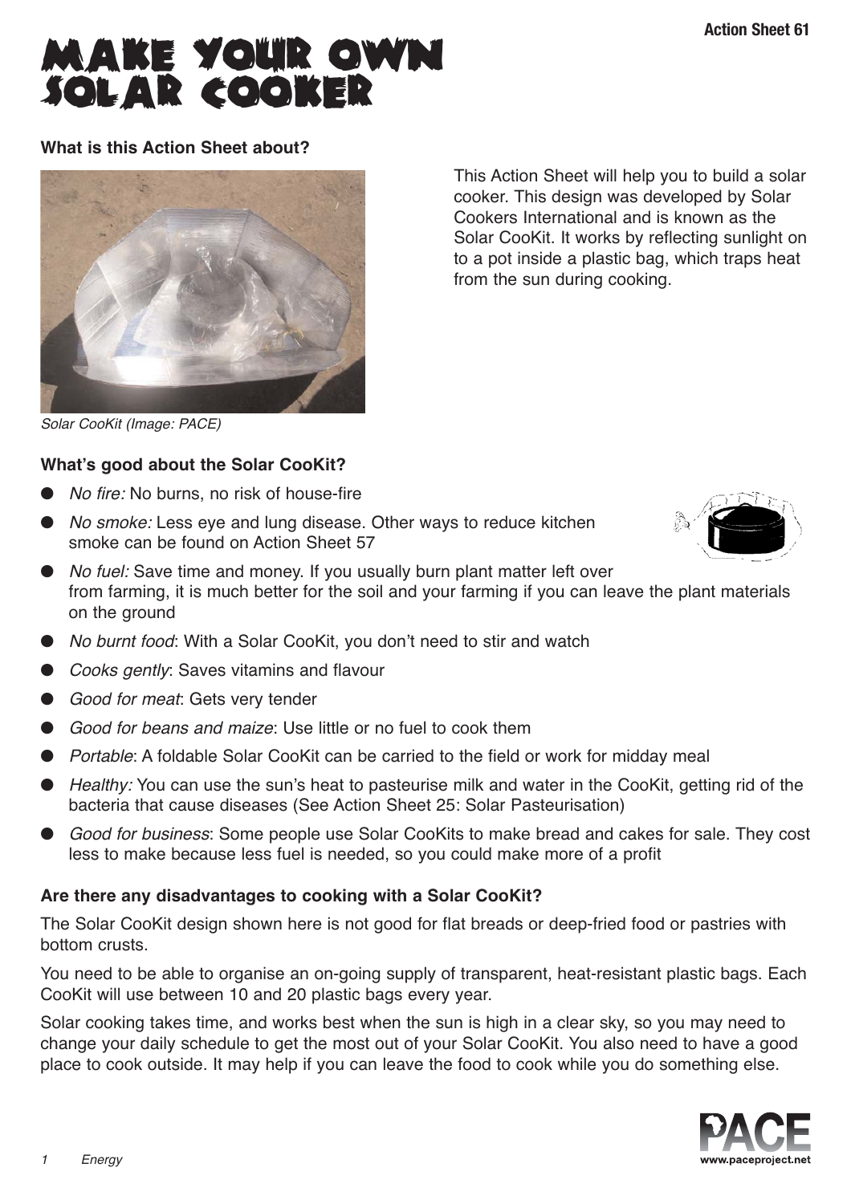# MAKE YOUR OWN SOLAR COOKER

Action Sheet 61

**What is this Action Sheet about?**

This Action Sheet will help you to build a solar cooker. This design was developed by Solar Cookers International and is known as the Solar CooKit. It works by reflecting sunlight on to a pot inside a plastic bag, which traps heat from the sun during cooking.

*Solar CooKit (Image: PACE)*

**What's good about the Solar CooKit?**

- *No fire:* No burns, no risk of house-fire
- *No smoke:* Less eye and lung disease. Other ways to reduce kitchen smoke can be found on Action Sheet 57
- *No fuel:* Save time and money. If you usually burn plant matter left over from farming, it is much better for the soil and your farming if you can leave the plant materials on the ground
- *No burnt food*: With a Solar CooKit, you don't need to stir and watch
- *Cooks gently*: Saves vitamins and flavour
- *Good for meat*: Gets very tender
- *Good for beans and maize*: Use little or no fuel to cook them
- *Portable*: A foldable Solar CooKit can be carried to the field or work for midday meal
- *Healthy:* You can use the sun's heat to pasteurise milk and water in the CooKit, getting rid of the bacteria that cause diseases (See Action Sheet 25: Solar Pasteurisation)
- *Good for business*: Some people use Solar CooKits to make bread and cakes for sale. They cost less to make because less fuel is needed, so you could make more of a profit

**Are there any disadvantages to cooking with a Solar CooKit?**

The Solar CooKit design shown here is not good for flat breads or deep-fried food or pastries with bottom crusts.

You need to be able to organise an on-going supply of transparent, heat-resistant plastic bags. Each CooKit will use between 10 and 20 plastic bags every year.

Solar cooking takes time, and works best when the sun is high in a clear sky, so you may need to change your daily schedule to get the most out of your Solar CooKit. You also need to have a good place to cook outside. It may help if you can leave the food to cook while you do something else.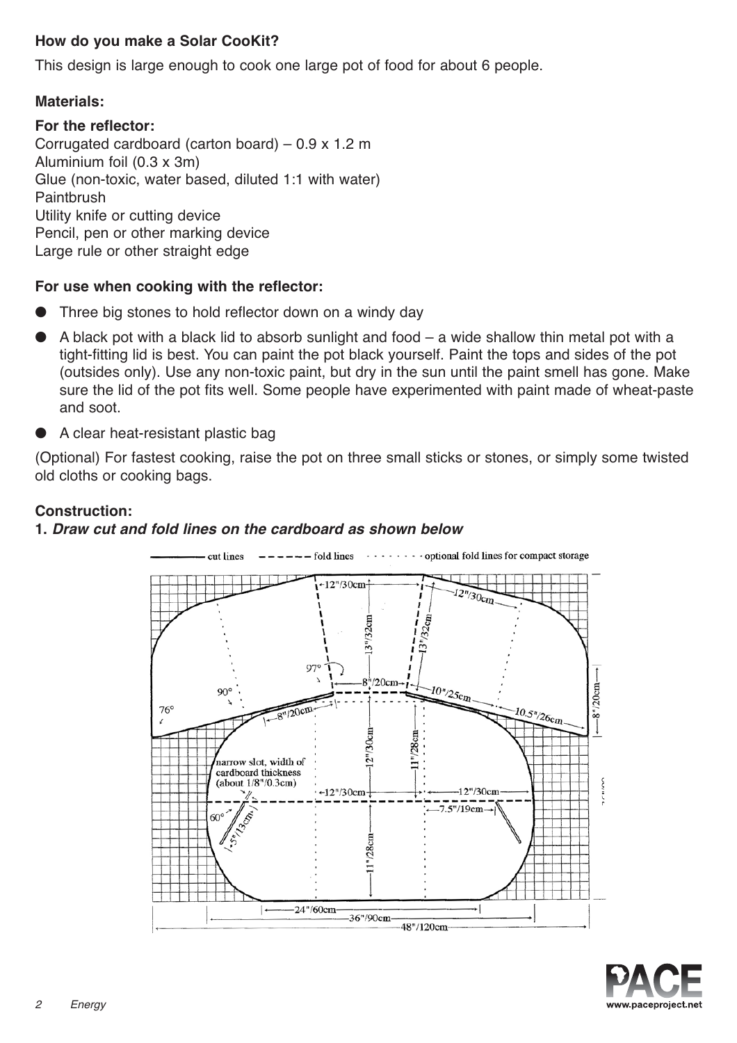**How do you make a Solar CooKit?**

This design is large enough to cook one large pot of food for about 6 people.

**Materials:**

**For the reflector:**

Corrugated cardboard (carton board) – 0.9 x 1.2 m
Aluminium foil (0.3 x 3m)
Glue (non-toxic, water based, diluted 1:1 with water)
Paintbrush
Utility knife or cutting device
Pencil, pen or other marking device
Large rule or other straight edge

**For use when cooking with the reflector:**

- Three big stones to hold reflector down on a windy day
- A black pot with a black lid to absorb sunlight and food – a wide shallow thin metal pot with a tight-fitting lid is best. You can paint the pot black yourself. Paint the tops and sides of the pot (outsides only). Use any non-toxic paint, but dry in the sun until the paint smell has gone. Make sure the lid of the pot fits well. Some people have experimented with paint made of wheat-paste and soot.
- A clear heat-resistant plastic bag

(Optional) For fastest cooking, raise the pot on three small sticks or stones, or simply some twisted old cloths or cooking bags.

**Construction:**

**1. *Draw cut and fold lines on the cardboard as shown below***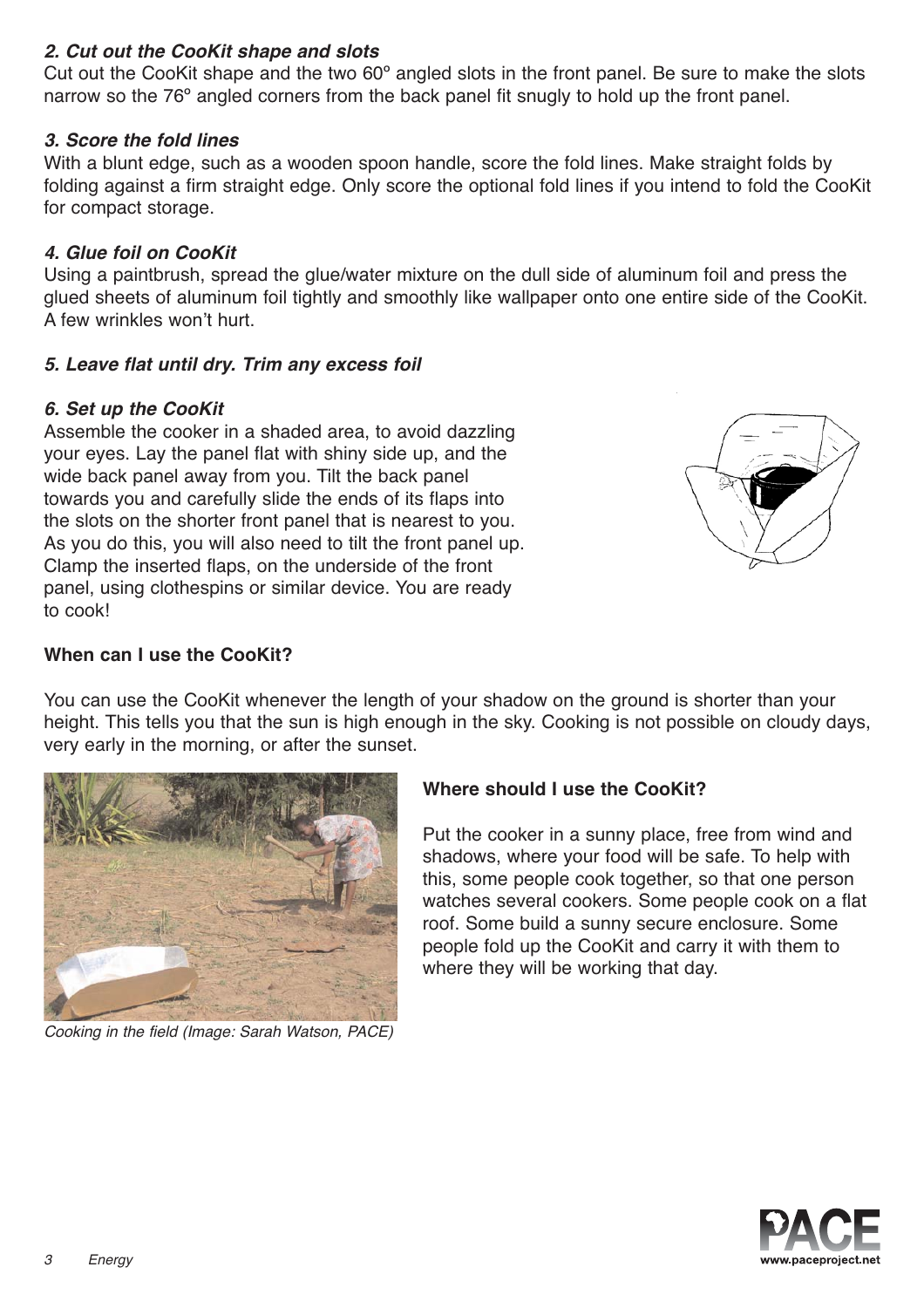***2. Cut out the CooKit shape and slots***

Cut out the CooKit shape and the two 60º angled slots in the front panel. Be sure to make the slots narrow so the 76º angled corners from the back panel fit snugly to hold up the front panel.

***3. Score the fold lines***

With a blunt edge, such as a wooden spoon handle, score the fold lines. Make straight folds by folding against a firm straight edge. Only score the optional fold lines if you intend to fold the CooKit for compact storage.

***4. Glue foil on CooKit***

Using a paintbrush, spread the glue/water mixture on the dull side of aluminum foil and press the glued sheets of aluminum foil tightly and smoothly like wallpaper onto one entire side of the CooKit. A few wrinkles won't hurt.

***5. Leave flat until dry. Trim any excess foil***

***6. Set up the CooKit***

Assemble the cooker in a shaded area, to avoid dazzling your eyes. Lay the panel flat with shiny side up, and the wide back panel away from you. Tilt the back panel towards you and carefully slide the ends of its flaps into the slots on the shorter front panel that is nearest to you. As you do this, you will also need to tilt the front panel up. Clamp the inserted flaps, on the underside of the front panel, using clothespins or similar device. You are ready to cook!

**When can I use the CooKit?**

You can use the CooKit whenever the length of your shadow on the ground is shorter than your height. This tells you that the sun is high enough in the sky. Cooking is not possible on cloudy days, very early in the morning, or after the sunset.

*Cooking in the field (Image: Sarah Watson, PACE)*

**Where should I use the CooKit?**

Put the cooker in a sunny place, free from wind and shadows, where your food will be safe. To help with this, some people cook together, so that one person watches several cookers. Some people cook on a flat roof. Some build a sunny secure enclosure. Some people fold up the CooKit and carry it with them to where they will be working that day.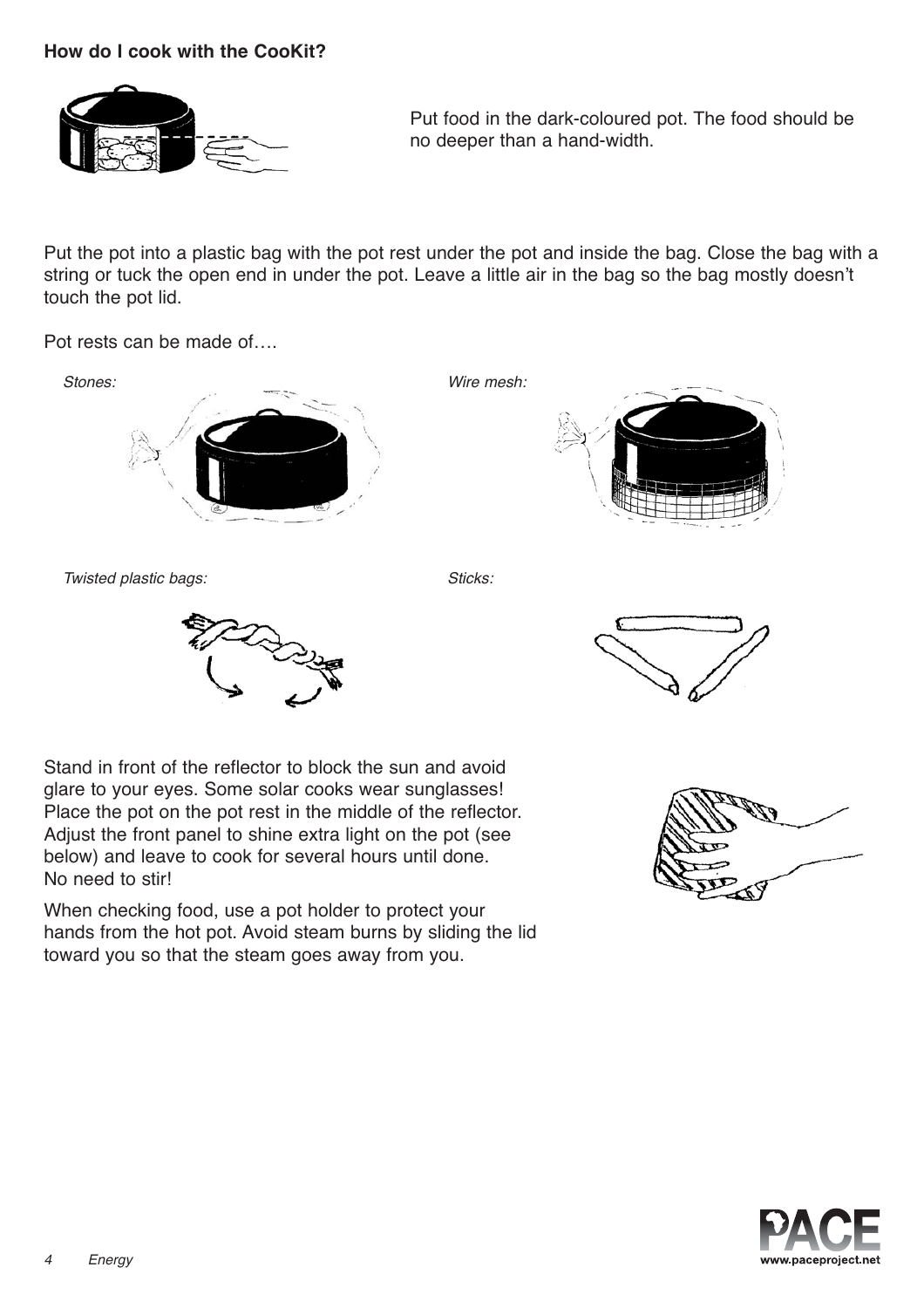**How do I cook with the CooKit?**

Put food in the dark-coloured pot. The food should be no deeper than a hand-width.

Put the pot into a plastic bag with the pot rest under the pot and inside the bag. Close the bag with a string or tuck the open end in under the pot. Leave a little air in the bag so the bag mostly doesn't touch the pot lid.

Pot rests can be made of….

*Stones:*

*Wire mesh:*

*Twisted plastic bags:*

*Sticks:*

Stand in front of the reflector to block the sun and avoid glare to your eyes. Some solar cooks wear sunglasses! Place the pot on the pot rest in the middle of the reflector. Adjust the front panel to shine extra light on the pot (see below) and leave to cook for several hours until done. No need to stir!

When checking food, use a pot holder to protect your hands from the hot pot. Avoid steam burns by sliding the lid toward you so that the steam goes away from you.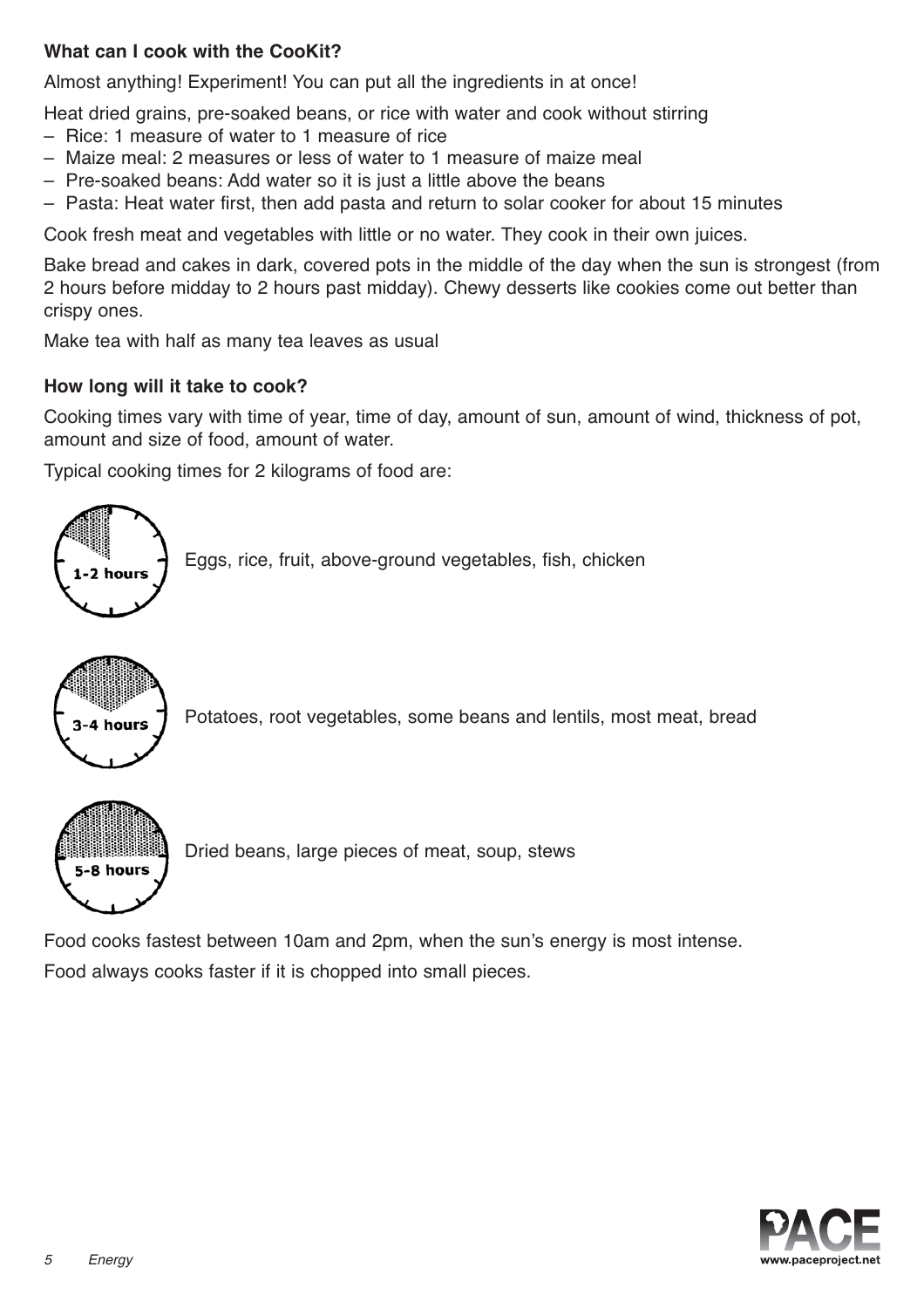**What can I cook with the CooKit?**

Almost anything! Experiment! You can put all the ingredients in at once!

Heat dried grains, pre-soaked beans, or rice with water and cook without stirring

- Rice: 1 measure of water to 1 measure of rice
- Maize meal: 2 measures or less of water to 1 measure of maize meal
- Pre-soaked beans: Add water so it is just a little above the beans
- Pasta: Heat water first, then add pasta and return to solar cooker for about 15 minutes

Cook fresh meat and vegetables with little or no water. They cook in their own juices.

Bake bread and cakes in dark, covered pots in the middle of the day when the sun is strongest (from 2 hours before midday to 2 hours past midday). Chewy desserts like cookies come out better than crispy ones.

Make tea with half as many tea leaves as usual

**How long will it take to cook?**

Cooking times vary with time of year, time of day, amount of sun, amount of wind, thickness of pot, amount and size of food, amount of water.

Typical cooking times for 2 kilograms of food are:

1-2 hours — Eggs, rice, fruit, above-ground vegetables, fish, chicken

3-4 hours — Potatoes, root vegetables, some beans and lentils, most meat, bread

5-8 hours — Dried beans, large pieces of meat, soup, stews

Food cooks fastest between 10am and 2pm, when the sun's energy is most intense.

Food always cooks faster if it is chopped into small pieces.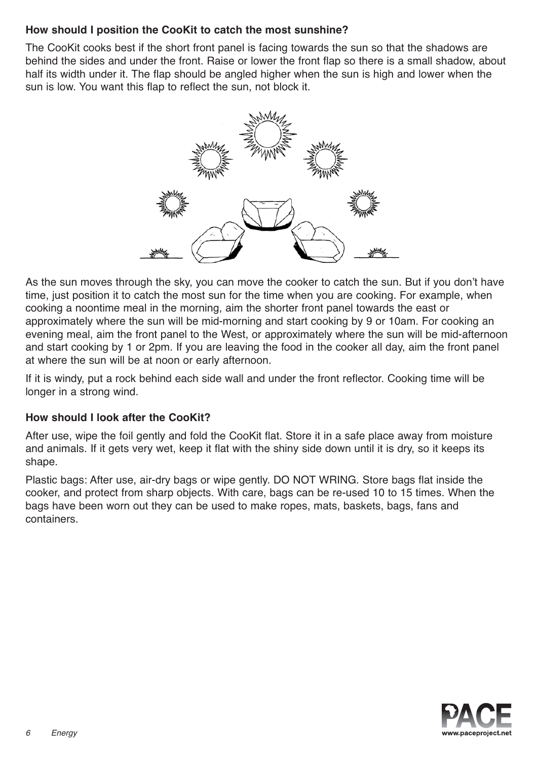### How should I position the CooKit to catch the most sunshine?

The CooKit cooks best if the short front panel is facing towards the sun so that the shadows are behind the sides and under the front. Raise or lower the front flap so there is a small shadow, about half its width under it. The flap should be angled higher when the sun is high and lower when the sun is low. You want this flap to reflect the sun, not block it.

As the sun moves through the sky, you can move the cooker to catch the sun. But if you don't have time, just position it to catch the most sun for the time when you are cooking. For example, when cooking a noontime meal in the morning, aim the shorter front panel towards the east or approximately where the sun will be mid-morning and start cooking by 9 or 10am. For cooking an evening meal, aim the front panel to the West, or approximately where the sun will be mid-afternoon and start cooking by 1 or 2pm. If you are leaving the food in the cooker all day, aim the front panel at where the sun will be at noon or early afternoon.

If it is windy, put a rock behind each side wall and under the front reflector. Cooking time will be longer in a strong wind.

### How should I look after the CooKit?

After use, wipe the foil gently and fold the CooKit flat. Store it in a safe place away from moisture and animals. If it gets very wet, keep it flat with the shiny side down until it is dry, so it keeps its shape.

Plastic bags: After use, air-dry bags or wipe gently. DO NOT WRING. Store bags flat inside the cooker, and protect from sharp objects. With care, bags can be re-used 10 to 15 times. When the bags have been worn out they can be used to make ropes, mats, baskets, bags, fans and containers.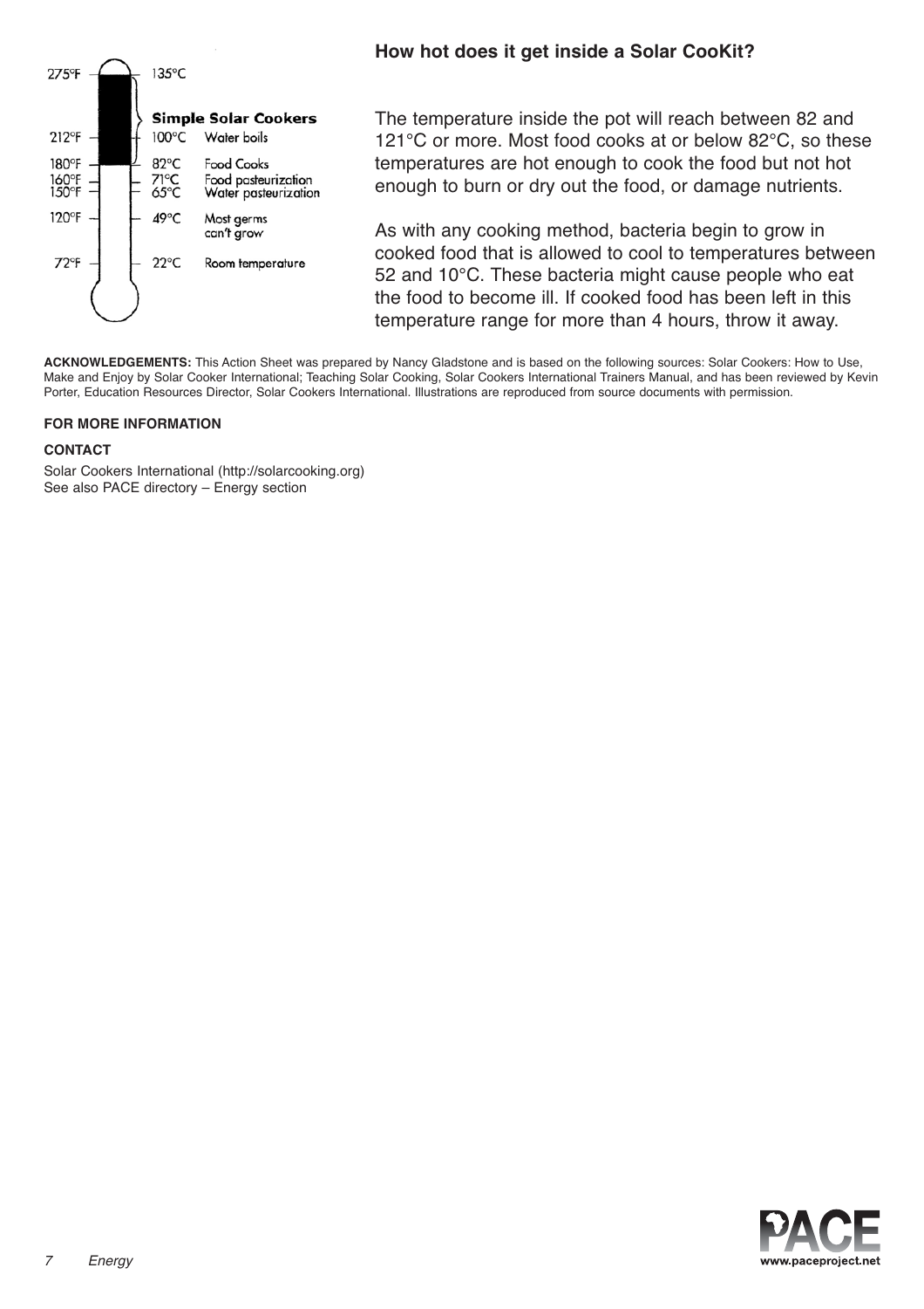275°F 135°C

**Simple Solar Cookers**

212°F 100°C Water boils

180°F 82°C Food Cooks

160°F 71°C Food pasteurization

150°F 65°C Water pasteurization

120°F 49°C Most germs can't grow

72°F 22°C Room temperature

## How hot does it get inside a Solar CooKit?

The temperature inside the pot will reach between 82 and 121°C or more. Most food cooks at or below 82°C, so these temperatures are hot enough to cook the food but not hot enough to burn or dry out the food, or damage nutrients.

As with any cooking method, bacteria begin to grow in cooked food that is allowed to cool to temperatures between 52 and 10°C. These bacteria might cause people who eat the food to become ill. If cooked food has been left in this temperature range for more than 4 hours, throw it away.

**ACKNOWLEDGEMENTS:** This Action Sheet was prepared by Nancy Gladstone and is based on the following sources: Solar Cookers: How to Use, Make and Enjoy by Solar Cooker International; Teaching Solar Cooking, Solar Cookers International Trainers Manual, and has been reviewed by Kevin Porter, Education Resources Director, Solar Cookers International. Illustrations are reproduced from source documents with permission.

**FOR MORE INFORMATION**

**CONTACT**

Solar Cookers International (http://solarcooking.org)
See also PACE directory – Energy section